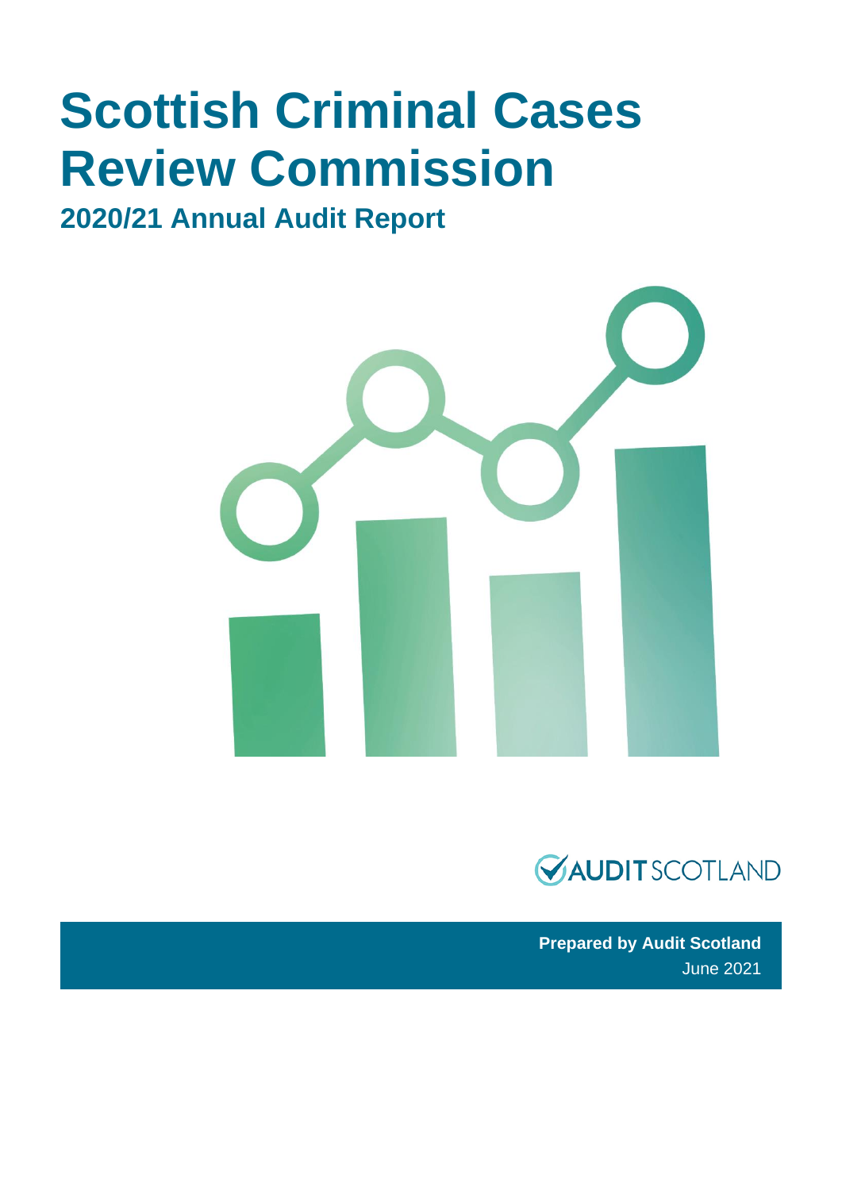# Scottish Criminal Cases Review Commission

## 2020/21 Annual Audit Report

AUDIT SCOTLAND

**Prepared by Audit Scotland**
June 2021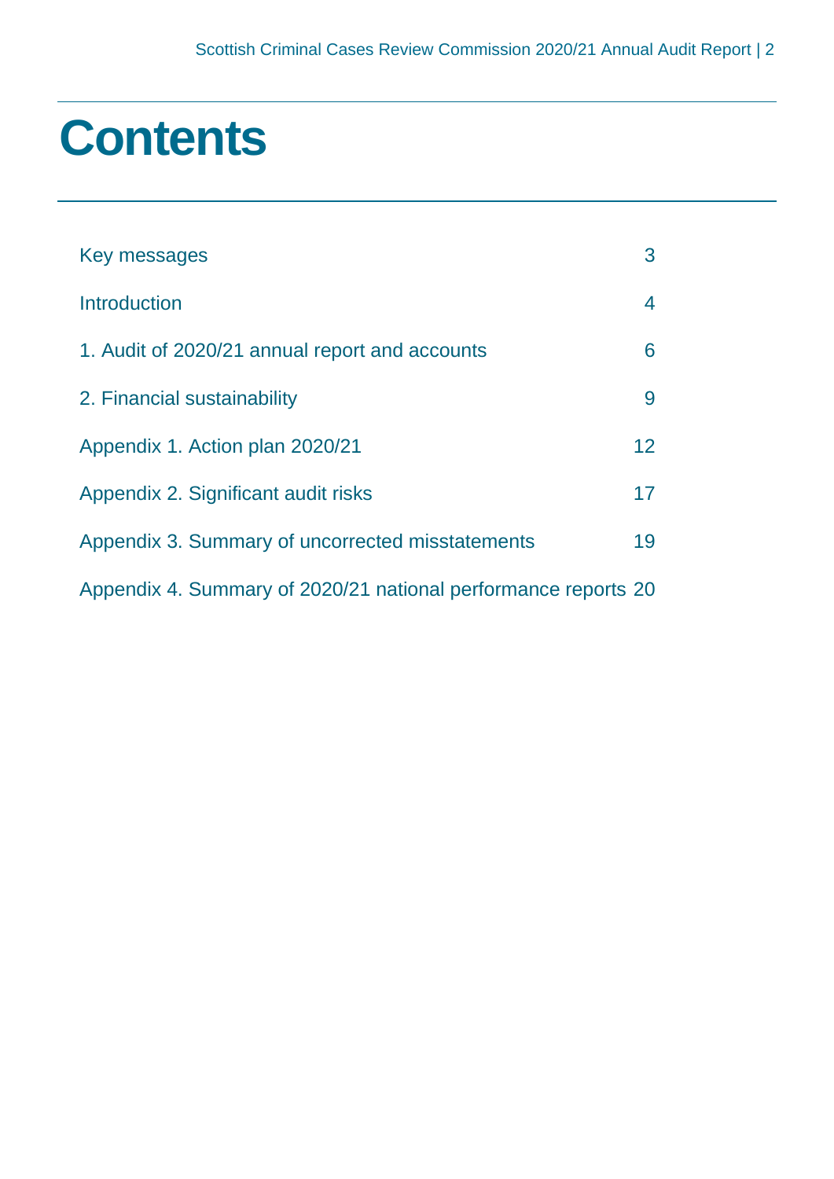# Contents

| | |
|---|---|
| Key messages | 3 |
| Introduction | 4 |
| 1. Audit of 2020/21 annual report and accounts | 6 |
| 2. Financial sustainability | 9 |
| Appendix 1. Action plan 2020/21 | 12 |
| Appendix 2. Significant audit risks | 17 |
| Appendix 3. Summary of uncorrected misstatements | 19 |
| Appendix 4. Summary of 2020/21 national performance reports | 20 |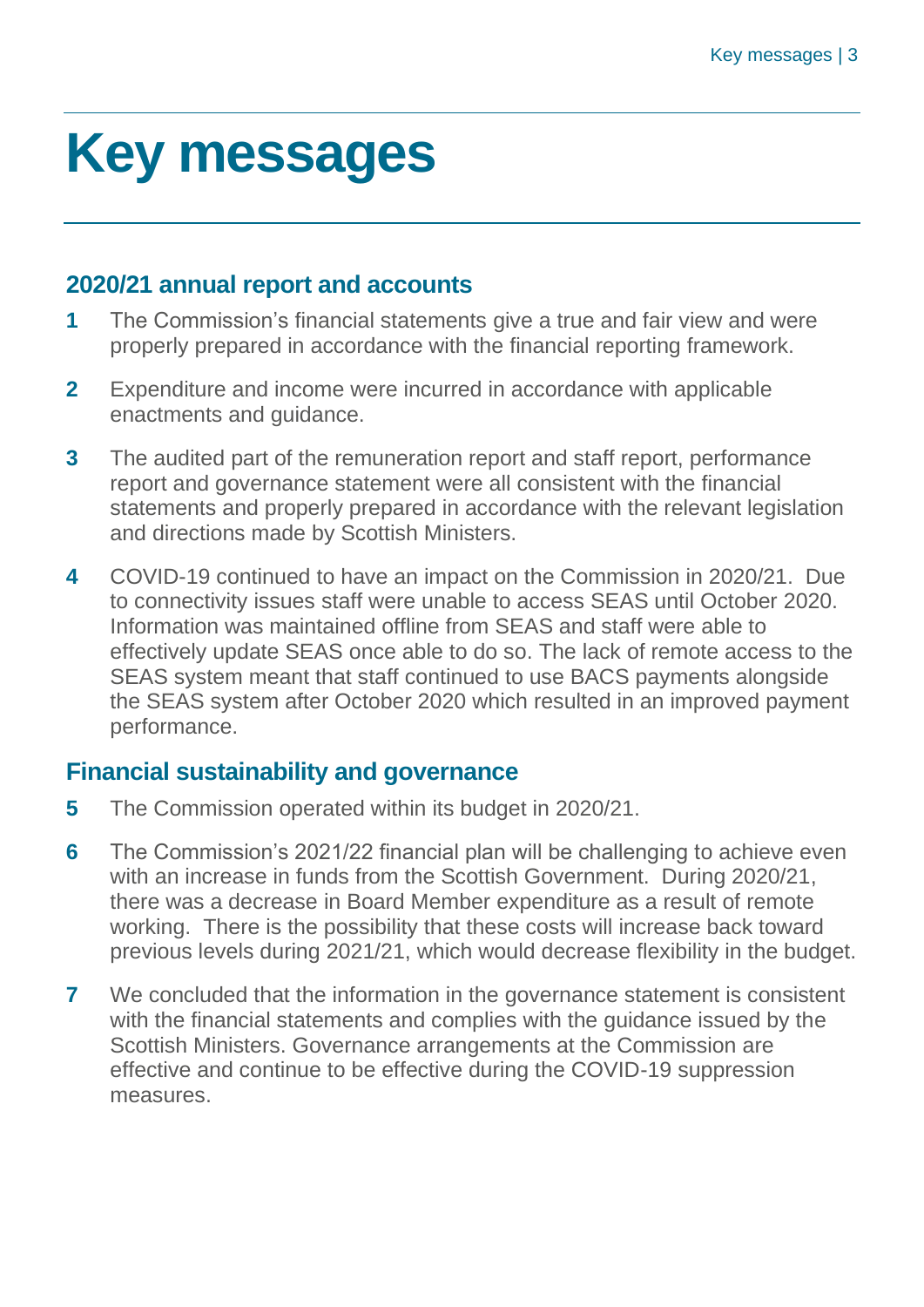# Key messages

## 2020/21 annual report and accounts

1. The Commission's financial statements give a true and fair view and were properly prepared in accordance with the financial reporting framework.
2. Expenditure and income were incurred in accordance with applicable enactments and guidance.
3. The audited part of the remuneration report and staff report, performance report and governance statement were all consistent with the financial statements and properly prepared in accordance with the relevant legislation and directions made by Scottish Ministers.
4. COVID-19 continued to have an impact on the Commission in 2020/21. Due to connectivity issues staff were unable to access SEAS until October 2020. Information was maintained offline from SEAS and staff were able to effectively update SEAS once able to do so. The lack of remote access to the SEAS system meant that staff continued to use BACS payments alongside the SEAS system after October 2020 which resulted in an improved payment performance.

## Financial sustainability and governance

5. The Commission operated within its budget in 2020/21.
6. The Commission's 2021/22 financial plan will be challenging to achieve even with an increase in funds from the Scottish Government. During 2020/21, there was a decrease in Board Member expenditure as a result of remote working. There is the possibility that these costs will increase back toward previous levels during 2021/21, which would decrease flexibility in the budget.
7. We concluded that the information in the governance statement is consistent with the financial statements and complies with the guidance issued by the Scottish Ministers. Governance arrangements at the Commission are effective and continue to be effective during the COVID-19 suppression measures.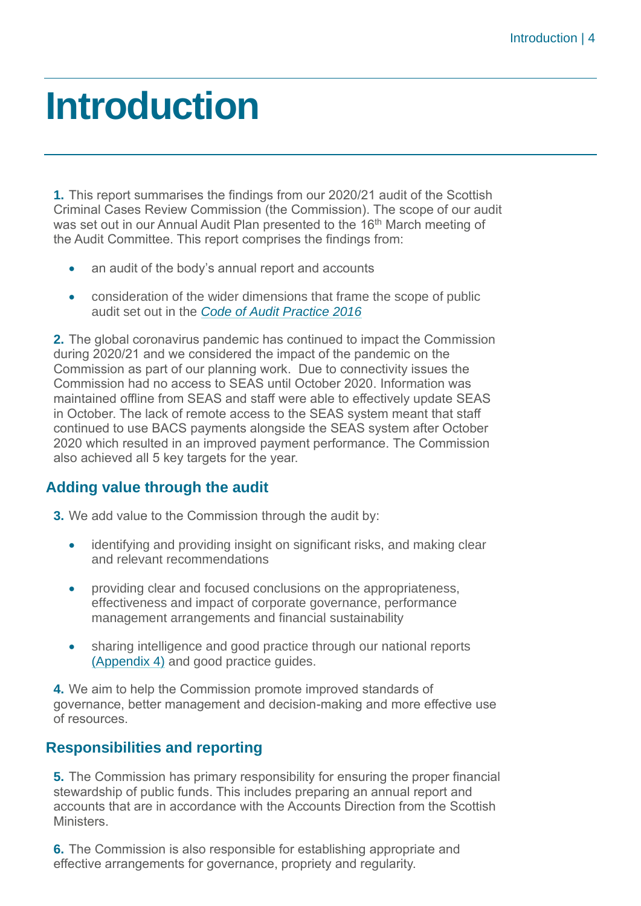# Introduction

**1.** This report summarises the findings from our 2020/21 audit of the Scottish Criminal Cases Review Commission (the Commission). The scope of our audit was set out in our Annual Audit Plan presented to the 16th March meeting of the Audit Committee. This report comprises the findings from:

- an audit of the body's annual report and accounts
- consideration of the wider dimensions that frame the scope of public audit set out in the *Code of Audit Practice 2016*

**2.** The global coronavirus pandemic has continued to impact the Commission during 2020/21 and we considered the impact of the pandemic on the Commission as part of our planning work. Due to connectivity issues the Commission had no access to SEAS until October 2020. Information was maintained offline from SEAS and staff were able to effectively update SEAS in October. The lack of remote access to the SEAS system meant that staff continued to use BACS payments alongside the SEAS system after October 2020 which resulted in an improved payment performance. The Commission also achieved all 5 key targets for the year.

## Adding value through the audit

**3.** We add value to the Commission through the audit by:

- identifying and providing insight on significant risks, and making clear and relevant recommendations
- providing clear and focused conclusions on the appropriateness, effectiveness and impact of corporate governance, performance management arrangements and financial sustainability
- sharing intelligence and good practice through our national reports (Appendix 4) and good practice guides.

**4.** We aim to help the Commission promote improved standards of governance, better management and decision-making and more effective use of resources.

## Responsibilities and reporting

**5.** The Commission has primary responsibility for ensuring the proper financial stewardship of public funds. This includes preparing an annual report and accounts that are in accordance with the Accounts Direction from the Scottish Ministers.

**6.** The Commission is also responsible for establishing appropriate and effective arrangements for governance, propriety and regularity.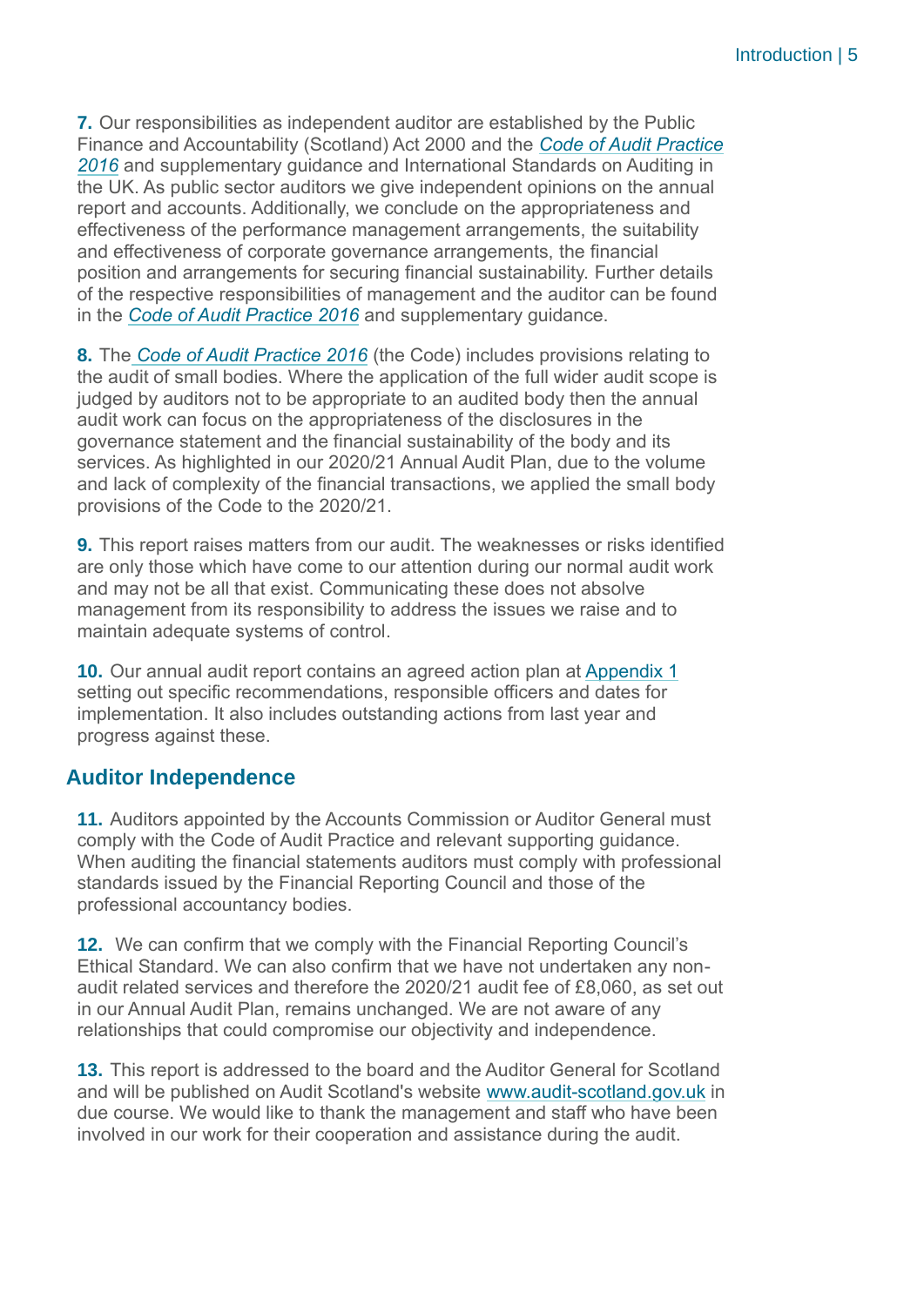**7.** Our responsibilities as independent auditor are established by the Public Finance and Accountability (Scotland) Act 2000 and the *Code of Audit Practice 2016* and supplementary guidance and International Standards on Auditing in the UK. As public sector auditors we give independent opinions on the annual report and accounts. Additionally, we conclude on the appropriateness and effectiveness of the performance management arrangements, the suitability and effectiveness of corporate governance arrangements, the financial position and arrangements for securing financial sustainability. Further details of the respective responsibilities of management and the auditor can be found in the *Code of Audit Practice 2016* and supplementary guidance.

**8.** The *Code of Audit Practice 2016* (the Code) includes provisions relating to the audit of small bodies. Where the application of the full wider audit scope is judged by auditors not to be appropriate to an audited body then the annual audit work can focus on the appropriateness of the disclosures in the governance statement and the financial sustainability of the body and its services. As highlighted in our 2020/21 Annual Audit Plan, due to the volume and lack of complexity of the financial transactions, we applied the small body provisions of the Code to the 2020/21.

**9.** This report raises matters from our audit. The weaknesses or risks identified are only those which have come to our attention during our normal audit work and may not be all that exist. Communicating these does not absolve management from its responsibility to address the issues we raise and to maintain adequate systems of control.

**10.** Our annual audit report contains an agreed action plan at Appendix 1 setting out specific recommendations, responsible officers and dates for implementation. It also includes outstanding actions from last year and progress against these.

## Auditor Independence

**11.** Auditors appointed by the Accounts Commission or Auditor General must comply with the Code of Audit Practice and relevant supporting guidance. When auditing the financial statements auditors must comply with professional standards issued by the Financial Reporting Council and those of the professional accountancy bodies.

**12.** We can confirm that we comply with the Financial Reporting Council's Ethical Standard. We can also confirm that we have not undertaken any non-audit related services and therefore the 2020/21 audit fee of £8,060, as set out in our Annual Audit Plan, remains unchanged. We are not aware of any relationships that could compromise our objectivity and independence.

**13.** This report is addressed to the board and the Auditor General for Scotland and will be published on Audit Scotland's website www.audit-scotland.gov.uk in due course. We would like to thank the management and staff who have been involved in our work for their cooperation and assistance during the audit.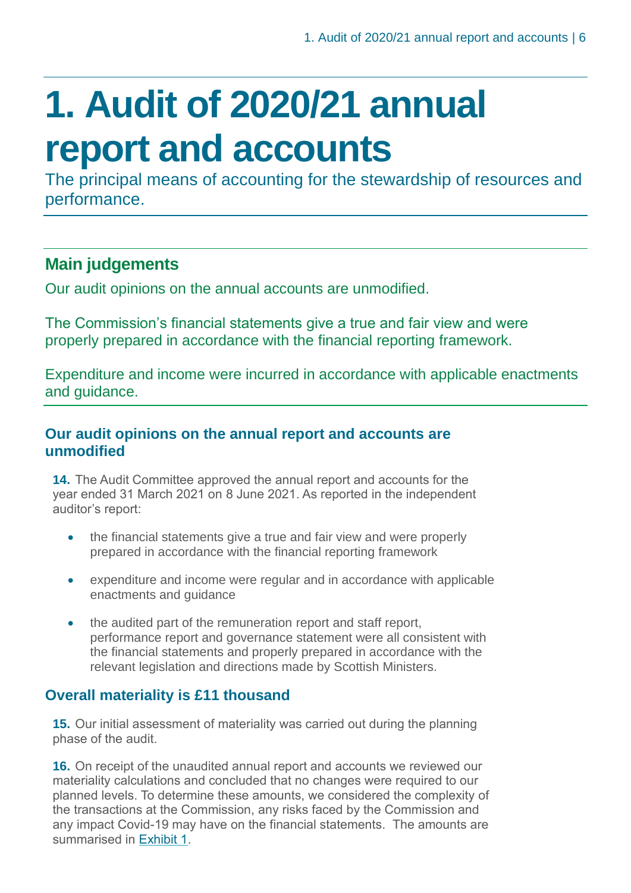# 1. Audit of 2020/21 annual report and accounts

The principal means of accounting for the stewardship of resources and performance.

## Main judgements

Our audit opinions on the annual accounts are unmodified.

The Commission's financial statements give a true and fair view and were properly prepared in accordance with the financial reporting framework.

Expenditure and income were incurred in accordance with applicable enactments and guidance.

### Our audit opinions on the annual report and accounts are unmodified

**14.** The Audit Committee approved the annual report and accounts for the year ended 31 March 2021 on 8 June 2021. As reported in the independent auditor's report:

- the financial statements give a true and fair view and were properly prepared in accordance with the financial reporting framework
- expenditure and income were regular and in accordance with applicable enactments and guidance
- the audited part of the remuneration report and staff report, performance report and governance statement were all consistent with the financial statements and properly prepared in accordance with the relevant legislation and directions made by Scottish Ministers.

### Overall materiality is £11 thousand

**15.** Our initial assessment of materiality was carried out during the planning phase of the audit.

**16.** On receipt of the unaudited annual report and accounts we reviewed our materiality calculations and concluded that no changes were required to our planned levels. To determine these amounts, we considered the complexity of the transactions at the Commission, any risks faced by the Commission and any impact Covid-19 may have on the financial statements. The amounts are summarised in Exhibit 1.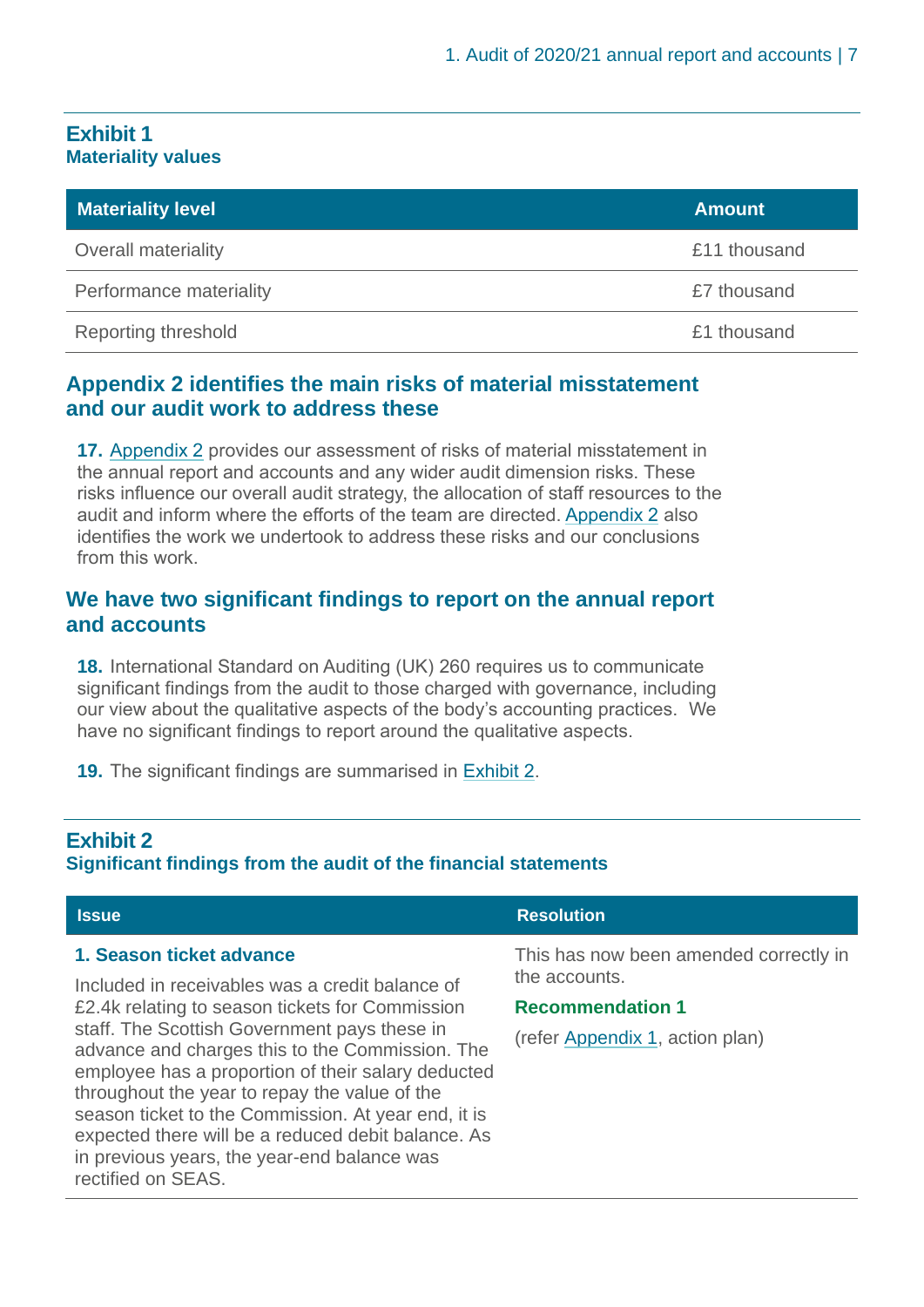**Exhibit 1**
**Materiality values**

| Materiality level | Amount |
| --- | --- |
| Overall materiality | £11 thousand |
| Performance materiality | £7 thousand |
| Reporting threshold | £1 thousand |

## Appendix 2 identifies the main risks of material misstatement and our audit work to address these

**17.** Appendix 2 provides our assessment of risks of material misstatement in the annual report and accounts and any wider audit dimension risks. These risks influence our overall audit strategy, the allocation of staff resources to the audit and inform where the efforts of the team are directed. Appendix 2 also identifies the work we undertook to address these risks and our conclusions from this work.

## We have two significant findings to report on the annual report and accounts

**18.** International Standard on Auditing (UK) 260 requires us to communicate significant findings from the audit to those charged with governance, including our view about the qualitative aspects of the body's accounting practices. We have no significant findings to report around the qualitative aspects.

**19.** The significant findings are summarised in Exhibit 2.

**Exhibit 2**
**Significant findings from the audit of the financial statements**

| Issue | Resolution |
| --- | --- |
| **1. Season ticket advance**<br><br>Included in receivables was a credit balance of £2.4k relating to season tickets for Commission staff. The Scottish Government pays these in advance and charges this to the Commission. The employee has a proportion of their salary deducted throughout the year to repay the value of the season ticket to the Commission. At year end, it is expected there will be a reduced debit balance. As in previous years, the year-end balance was rectified on SEAS. | This has now been amended correctly in the accounts.<br><br>**Recommendation 1**<br><br>(refer Appendix 1, action plan) |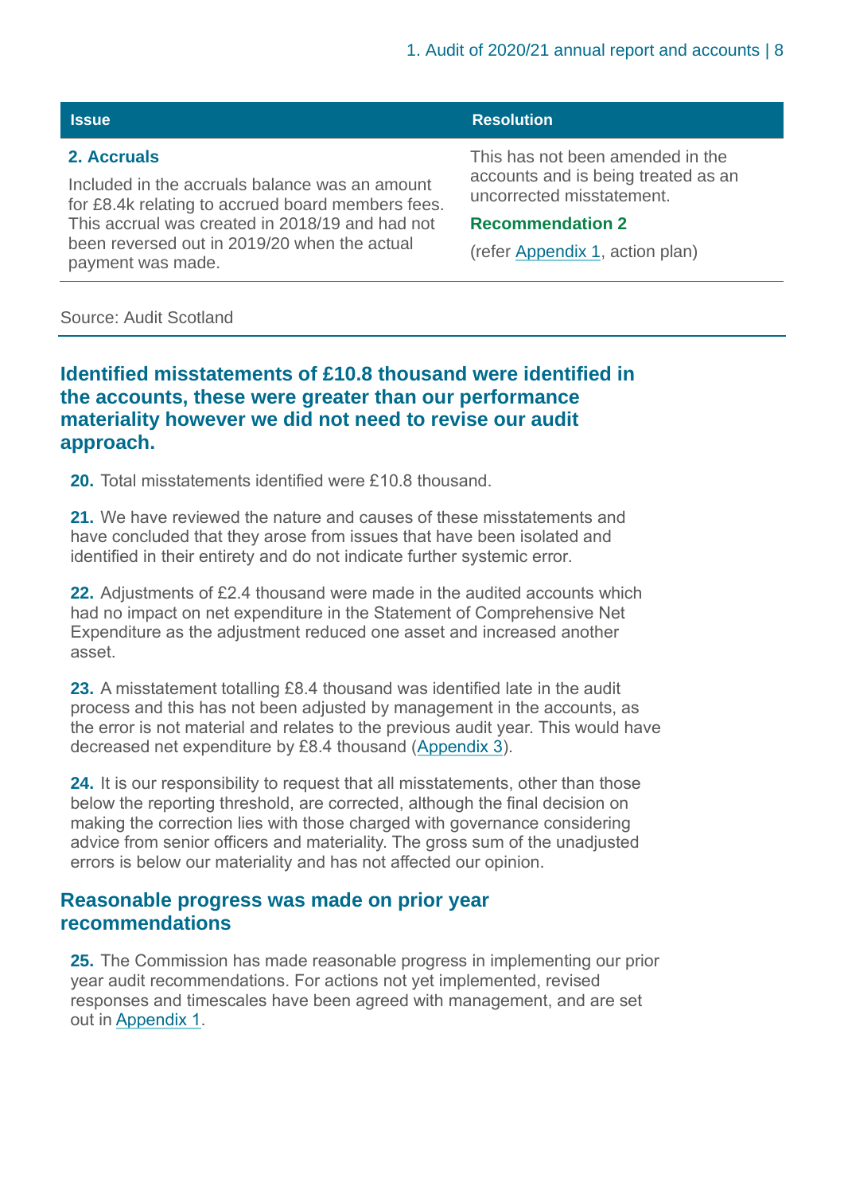| Issue | Resolution |
|---|---|
| **2. Accruals**<br><br>Included in the accruals balance was an amount for £8.4k relating to accrued board members fees. This accrual was created in 2018/19 and had not been reversed out in 2019/20 when the actual payment was made. | This has not been amended in the accounts and is being treated as an uncorrected misstatement.<br><br>**Recommendation 2**<br><br>(refer Appendix 1, action plan) |

Source: Audit Scotland

## Identified misstatements of £10.8 thousand were identified in the accounts, these were greater than our performance materiality however we did not need to revise our audit approach.

**20.** Total misstatements identified were £10.8 thousand.

**21.** We have reviewed the nature and causes of these misstatements and have concluded that they arose from issues that have been isolated and identified in their entirety and do not indicate further systemic error.

**22.** Adjustments of £2.4 thousand were made in the audited accounts which had no impact on net expenditure in the Statement of Comprehensive Net Expenditure as the adjustment reduced one asset and increased another asset.

**23.** A misstatement totalling £8.4 thousand was identified late in the audit process and this has not been adjusted by management in the accounts, as the error is not material and relates to the previous audit year. This would have decreased net expenditure by £8.4 thousand (Appendix 3).

**24.** It is our responsibility to request that all misstatements, other than those below the reporting threshold, are corrected, although the final decision on making the correction lies with those charged with governance considering advice from senior officers and materiality. The gross sum of the unadjusted errors is below our materiality and has not affected our opinion.

## Reasonable progress was made on prior year recommendations

**25.** The Commission has made reasonable progress in implementing our prior year audit recommendations. For actions not yet implemented, revised responses and timescales have been agreed with management, and are set out in Appendix 1.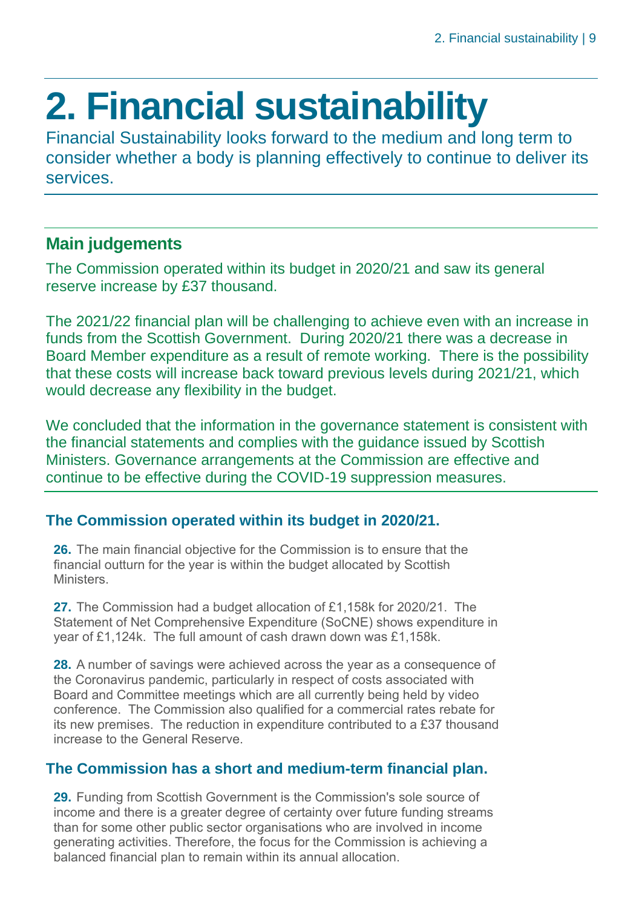# 2. Financial sustainability

Financial Sustainability looks forward to the medium and long term to consider whether a body is planning effectively to continue to deliver its services.

## Main judgements

The Commission operated within its budget in 2020/21 and saw its general reserve increase by £37 thousand.

The 2021/22 financial plan will be challenging to achieve even with an increase in funds from the Scottish Government. During 2020/21 there was a decrease in Board Member expenditure as a result of remote working. There is the possibility that these costs will increase back toward previous levels during 2021/21, which would decrease any flexibility in the budget.

We concluded that the information in the governance statement is consistent with the financial statements and complies with the guidance issued by Scottish Ministers. Governance arrangements at the Commission are effective and continue to be effective during the COVID-19 suppression measures.

### The Commission operated within its budget in 2020/21.

**26.** The main financial objective for the Commission is to ensure that the financial outturn for the year is within the budget allocated by Scottish Ministers.

**27.** The Commission had a budget allocation of £1,158k for 2020/21. The Statement of Net Comprehensive Expenditure (SoCNE) shows expenditure in year of £1,124k. The full amount of cash drawn down was £1,158k.

**28.** A number of savings were achieved across the year as a consequence of the Coronavirus pandemic, particularly in respect of costs associated with Board and Committee meetings which are all currently being held by video conference. The Commission also qualified for a commercial rates rebate for its new premises. The reduction in expenditure contributed to a £37 thousand increase to the General Reserve.

### The Commission has a short and medium-term financial plan.

**29.** Funding from Scottish Government is the Commission's sole source of income and there is a greater degree of certainty over future funding streams than for some other public sector organisations who are involved in income generating activities. Therefore, the focus for the Commission is achieving a balanced financial plan to remain within its annual allocation.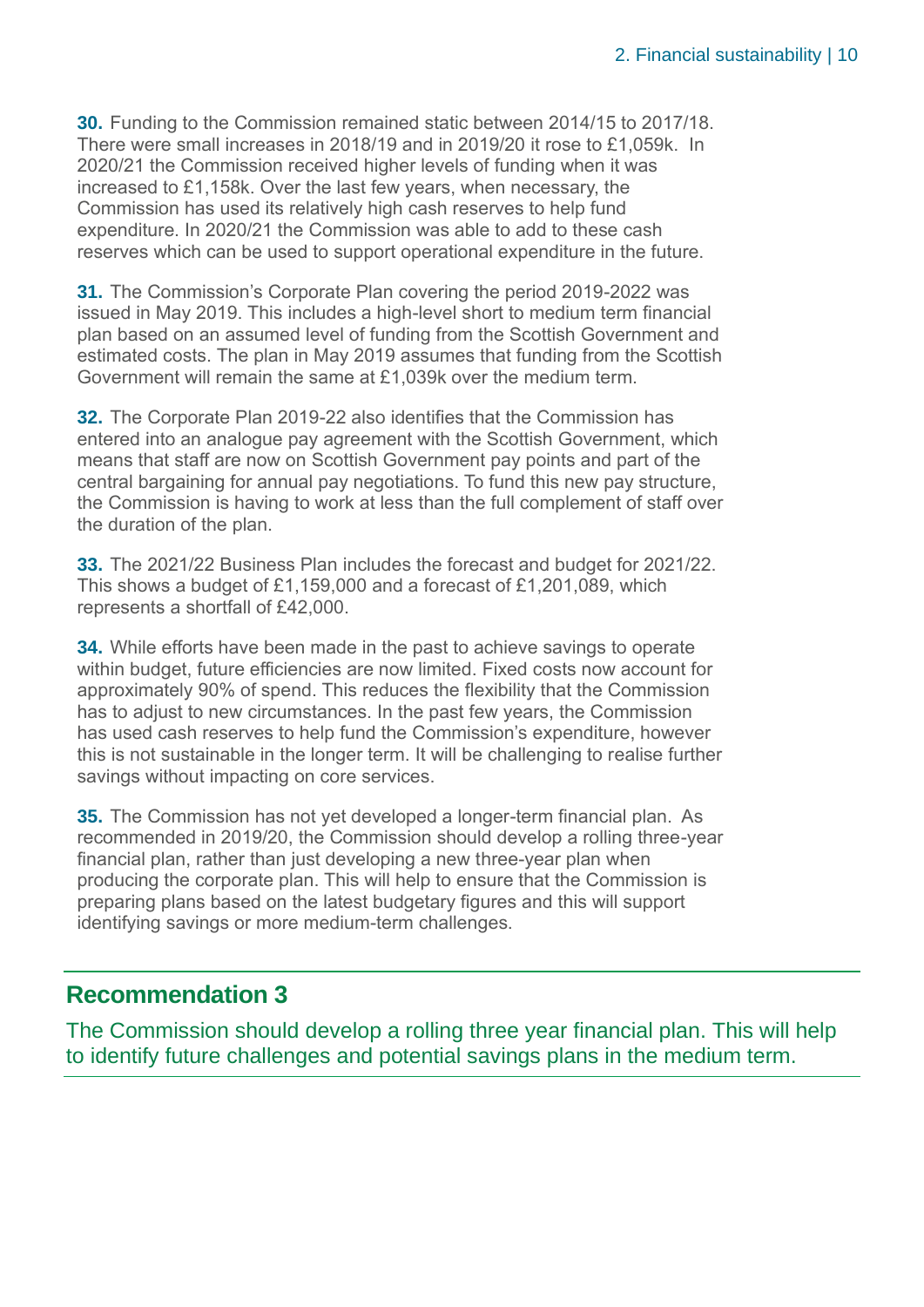**30.** Funding to the Commission remained static between 2014/15 to 2017/18. There were small increases in 2018/19 and in 2019/20 it rose to £1,059k. In 2020/21 the Commission received higher levels of funding when it was increased to £1,158k. Over the last few years, when necessary, the Commission has used its relatively high cash reserves to help fund expenditure. In 2020/21 the Commission was able to add to these cash reserves which can be used to support operational expenditure in the future.

**31.** The Commission's Corporate Plan covering the period 2019-2022 was issued in May 2019. This includes a high-level short to medium term financial plan based on an assumed level of funding from the Scottish Government and estimated costs. The plan in May 2019 assumes that funding from the Scottish Government will remain the same at £1,039k over the medium term.

**32.** The Corporate Plan 2019-22 also identifies that the Commission has entered into an analogue pay agreement with the Scottish Government, which means that staff are now on Scottish Government pay points and part of the central bargaining for annual pay negotiations. To fund this new pay structure, the Commission is having to work at less than the full complement of staff over the duration of the plan.

**33.** The 2021/22 Business Plan includes the forecast and budget for 2021/22. This shows a budget of £1,159,000 and a forecast of £1,201,089, which represents a shortfall of £42,000.

**34.** While efforts have been made in the past to achieve savings to operate within budget, future efficiencies are now limited. Fixed costs now account for approximately 90% of spend. This reduces the flexibility that the Commission has to adjust to new circumstances. In the past few years, the Commission has used cash reserves to help fund the Commission's expenditure, however this is not sustainable in the longer term. It will be challenging to realise further savings without impacting on core services.

**35.** The Commission has not yet developed a longer-term financial plan. As recommended in 2019/20, the Commission should develop a rolling three-year financial plan, rather than just developing a new three-year plan when producing the corporate plan. This will help to ensure that the Commission is preparing plans based on the latest budgetary figures and this will support identifying savings or more medium-term challenges.

## Recommendation 3

The Commission should develop a rolling three year financial plan. This will help to identify future challenges and potential savings plans in the medium term.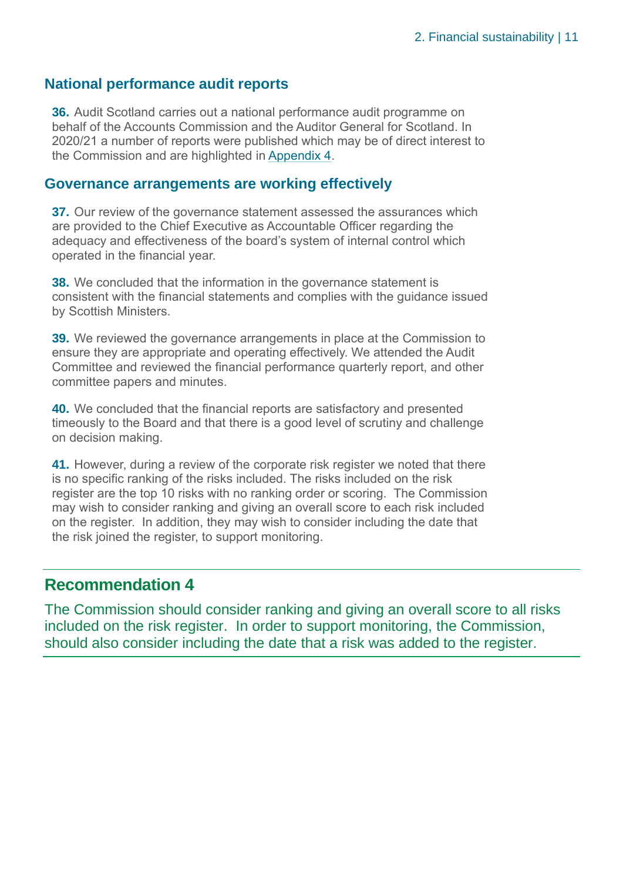## National performance audit reports

**36.** Audit Scotland carries out a national performance audit programme on behalf of the Accounts Commission and the Auditor General for Scotland. In 2020/21 a number of reports were published which may be of direct interest to the Commission and are highlighted in Appendix 4.

## Governance arrangements are working effectively

**37.** Our review of the governance statement assessed the assurances which are provided to the Chief Executive as Accountable Officer regarding the adequacy and effectiveness of the board's system of internal control which operated in the financial year.

**38.** We concluded that the information in the governance statement is consistent with the financial statements and complies with the guidance issued by Scottish Ministers.

**39.** We reviewed the governance arrangements in place at the Commission to ensure they are appropriate and operating effectively. We attended the Audit Committee and reviewed the financial performance quarterly report, and other committee papers and minutes.

**40.** We concluded that the financial reports are satisfactory and presented timeously to the Board and that there is a good level of scrutiny and challenge on decision making.

**41.** However, during a review of the corporate risk register we noted that there is no specific ranking of the risks included. The risks included on the risk register are the top 10 risks with no ranking order or scoring. The Commission may wish to consider ranking and giving an overall score to each risk included on the register. In addition, they may wish to consider including the date that the risk joined the register, to support monitoring.

## Recommendation 4

The Commission should consider ranking and giving an overall score to all risks included on the risk register. In order to support monitoring, the Commission, should also consider including the date that a risk was added to the register.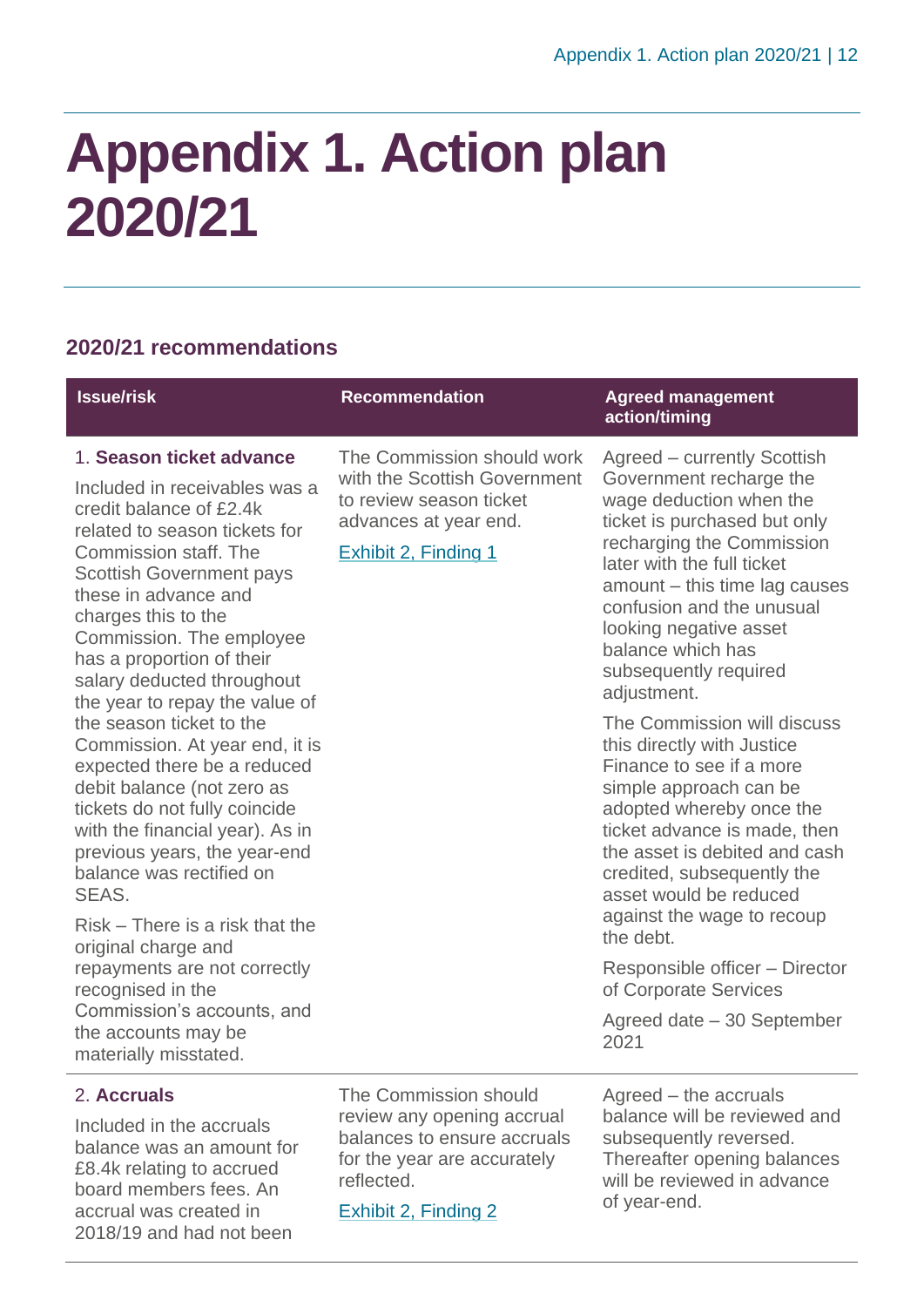# Appendix 1. Action plan 2020/21

## 2020/21 recommendations

| Issue/risk | Recommendation | Agreed management action/timing |
| --- | --- | --- |
| 1. **Season ticket advance**<br><br>Included in receivables was a credit balance of £2.4k related to season tickets for Commission staff. The Scottish Government pays these in advance and charges this to the Commission. The employee has a proportion of their salary deducted throughout the year to repay the value of the season ticket to the Commission. At year end, it is expected there be a reduced debit balance (not zero as tickets do not fully coincide with the financial year). As in previous years, the year-end balance was rectified on SEAS.<br><br>Risk – There is a risk that the original charge and repayments are not correctly recognised in the Commission's accounts, and the accounts may be materially misstated. | The Commission should work with the Scottish Government to review season ticket advances at year end.<br><br>Exhibit 2, Finding 1 | Agreed – currently Scottish Government recharge the wage deduction when the ticket is purchased but only recharging the Commission later with the full ticket amount – this time lag causes confusion and the unusual looking negative asset balance which has subsequently required adjustment.<br><br>The Commission will discuss this directly with Justice Finance to see if a more simple approach can be adopted whereby once the ticket advance is made, then the asset is debited and cash credited, subsequently the asset would be reduced against the wage to recoup the debt.<br><br>Responsible officer – Director of Corporate Services<br><br>Agreed date – 30 September 2021 |
| 2. **Accruals**<br><br>Included in the accruals balance was an amount for £8.4k relating to accrued board members fees. An accrual was created in 2018/19 and had not been | The Commission should review any opening accrual balances to ensure accruals for the year are accurately reflected.<br><br>Exhibit 2, Finding 2 | Agreed – the accruals balance will be reviewed and subsequently reversed. Thereafter opening balances will be reviewed in advance of year-end. |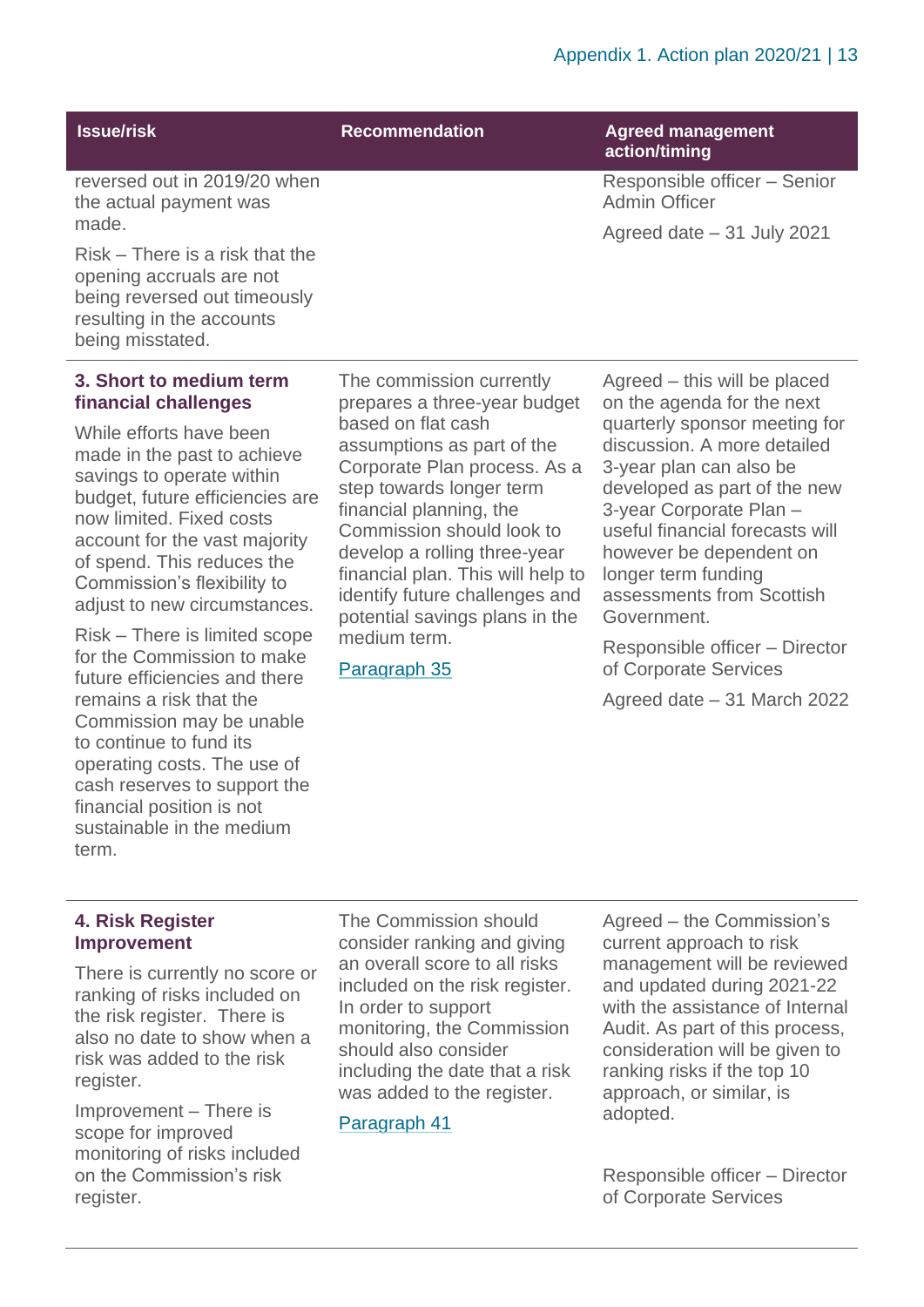| Issue/risk | Recommendation | Agreed management action/timing |
|---|---|---|
| reversed out in 2019/20 when the actual payment was made.<br><br>Risk – There is a risk that the opening accruals are not being reversed out timeously resulting in the accounts being misstated. | | Responsible officer – Senior Admin Officer<br><br>Agreed date – 31 July 2021 |
| **3. Short to medium term financial challenges**<br><br>While efforts have been made in the past to achieve savings to operate within budget, future efficiencies are now limited. Fixed costs account for the vast majority of spend. This reduces the Commission's flexibility to adjust to new circumstances.<br><br>Risk – There is limited scope for the Commission to make future efficiencies and there remains a risk that the Commission may be unable to continue to fund its operating costs. The use of cash reserves to support the financial position is not sustainable in the medium term. | The commission currently prepares a three-year budget based on flat cash assumptions as part of the Corporate Plan process. As a step towards longer term financial planning, the Commission should look to develop a rolling three-year financial plan. This will help to identify future challenges and potential savings plans in the medium term.<br><br>Paragraph 35 | Agreed – this will be placed on the agenda for the next quarterly sponsor meeting for discussion. A more detailed 3-year plan can also be developed as part of the new 3-year Corporate Plan – useful financial forecasts will however be dependent on longer term funding assessments from Scottish Government.<br><br>Responsible officer – Director of Corporate Services<br><br>Agreed date – 31 March 2022 |
| **4. Risk Register Improvement**<br><br>There is currently no score or ranking of risks included on the risk register. There is also no date to show when a risk was added to the risk register.<br><br>Improvement – There is scope for improved monitoring of risks included on the Commission's risk register. | The Commission should consider ranking and giving an overall score to all risks included on the risk register. In order to support monitoring, the Commission should also consider including the date that a risk was added to the register.<br><br>Paragraph 41 | Agreed – the Commission's current approach to risk management will be reviewed and updated during 2021-22 with the assistance of Internal Audit. As part of this process, consideration will be given to ranking risks if the top 10 approach, or similar, is adopted.<br><br>Responsible officer – Director of Corporate Services |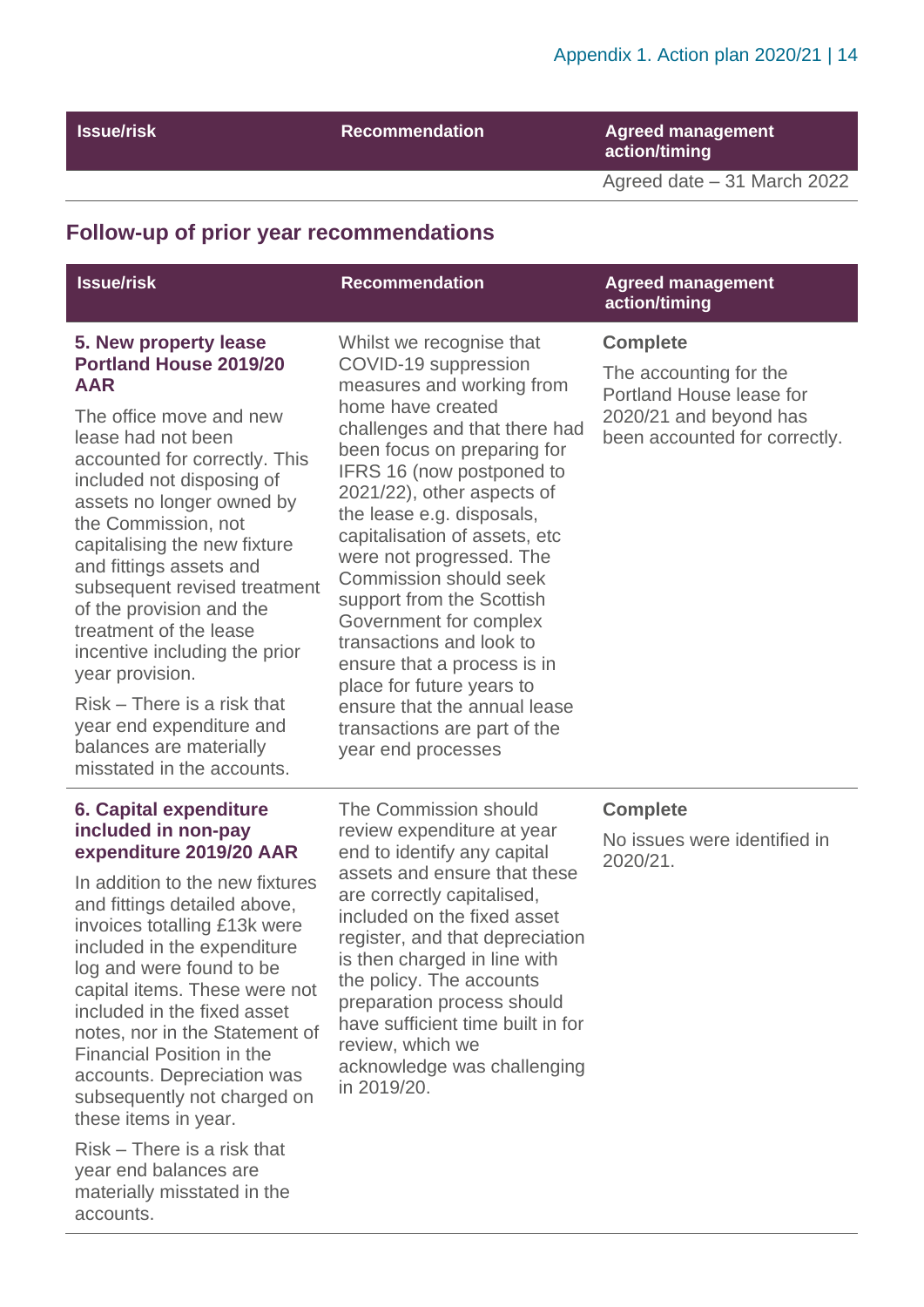| Issue/risk | Recommendation | Agreed management action/timing |
|---|---|---|
| | | Agreed date – 31 March 2022 |

## Follow-up of prior year recommendations

| Issue/risk | Recommendation | Agreed management action/timing |
|---|---|---|
| **5. New property lease Portland House 2019/20 AAR**<br><br>The office move and new lease had not been accounted for correctly. This included not disposing of assets no longer owned by the Commission, not capitalising the new fixture and fittings assets and subsequent revised treatment of the provision and the treatment of the lease incentive including the prior year provision.<br><br>Risk – There is a risk that year end expenditure and balances are materially misstated in the accounts. | Whilst we recognise that COVID-19 suppression measures and working from home have created challenges and that there had been focus on preparing for IFRS 16 (now postponed to 2021/22), other aspects of the lease e.g. disposals, capitalisation of assets, etc were not progressed. The Commission should seek support from the Scottish Government for complex transactions and look to ensure that a process is in place for future years to ensure that the annual lease transactions are part of the year end processes | **Complete**<br><br>The accounting for the Portland House lease for 2020/21 and beyond has been accounted for correctly. |
| **6. Capital expenditure included in non-pay expenditure 2019/20 AAR**<br><br>In addition to the new fixtures and fittings detailed above, invoices totalling £13k were included in the expenditure log and were found to be capital items. These were not included in the fixed asset notes, nor in the Statement of Financial Position in the accounts. Depreciation was subsequently not charged on these items in year.<br><br>Risk – There is a risk that year end balances are materially misstated in the accounts. | The Commission should review expenditure at year end to identify any capital assets and ensure that these are correctly capitalised, included on the fixed asset register, and that depreciation is then charged in line with the policy. The accounts preparation process should have sufficient time built in for review, which we acknowledge was challenging in 2019/20. | **Complete**<br><br>No issues were identified in 2020/21. |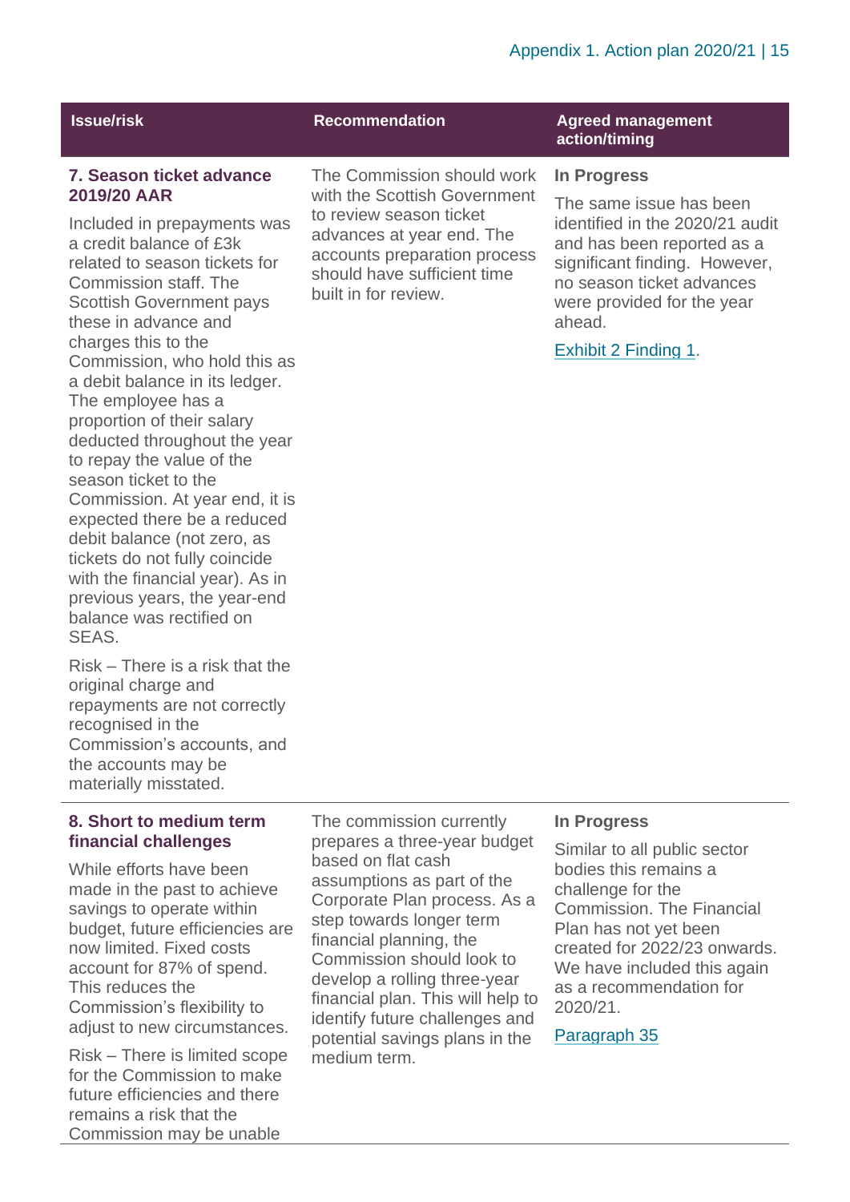| Issue/risk | Recommendation | Agreed management action/timing |
|---|---|---|
| **7. Season ticket advance 2019/20 AAR**<br><br>Included in prepayments was a credit balance of £3k related to season tickets for Commission staff. The Scottish Government pays these in advance and charges this to the Commission, who hold this as a debit balance in its ledger. The employee has a proportion of their salary deducted throughout the year to repay the value of the season ticket to the Commission. At year end, it is expected there be a reduced debit balance (not zero, as tickets do not fully coincide with the financial year). As in previous years, the year-end balance was rectified on SEAS.<br><br>Risk – There is a risk that the original charge and repayments are not correctly recognised in the Commission's accounts, and the accounts may be materially misstated. | The Commission should work with the Scottish Government to review season ticket advances at year end. The accounts preparation process should have sufficient time built in for review. | **In Progress**<br><br>The same issue has been identified in the 2020/21 audit and has been reported as a significant finding. However, no season ticket advances were provided for the year ahead.<br><br>Exhibit 2 Finding 1. |
| **8. Short to medium term financial challenges**<br><br>While efforts have been made in the past to achieve savings to operate within budget, future efficiencies are now limited. Fixed costs account for 87% of spend. This reduces the Commission's flexibility to adjust to new circumstances.<br><br>Risk – There is limited scope for the Commission to make future efficiencies and there remains a risk that the Commission may be unable | The commission currently prepares a three-year budget based on flat cash assumptions as part of the Corporate Plan process. As a step towards longer term financial planning, the Commission should look to develop a rolling three-year financial plan. This will help to identify future challenges and potential savings plans in the medium term. | **In Progress**<br><br>Similar to all public sector bodies this remains a challenge for the Commission. The Financial Plan has not yet been created for 2022/23 onwards. We have included this again as a recommendation for 2020/21.<br><br>Paragraph 35 |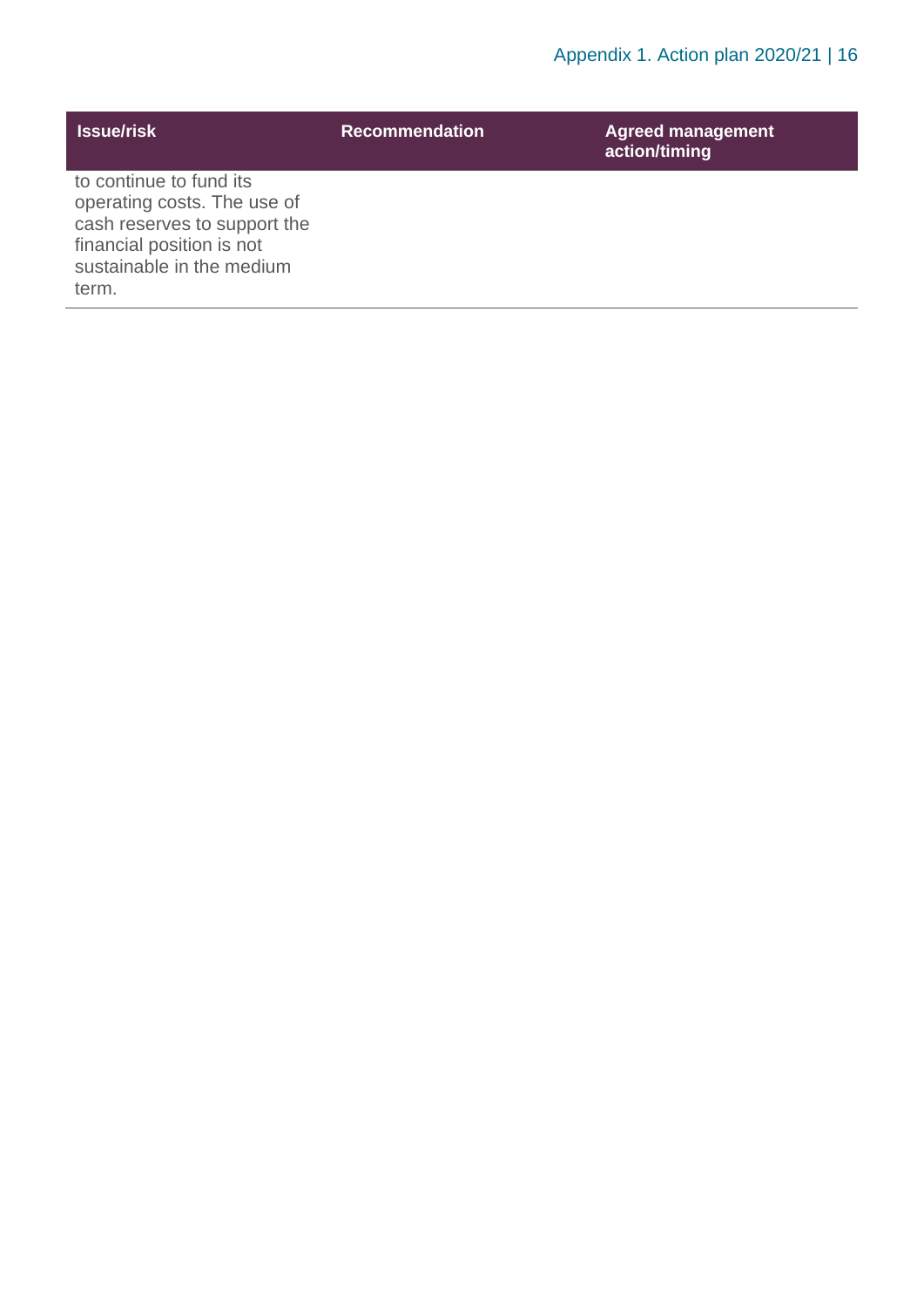| Issue/risk | Recommendation | Agreed management action/timing |
| --- | --- | --- |
| to continue to fund its operating costs. The use of cash reserves to support the financial position is not sustainable in the medium term. | | |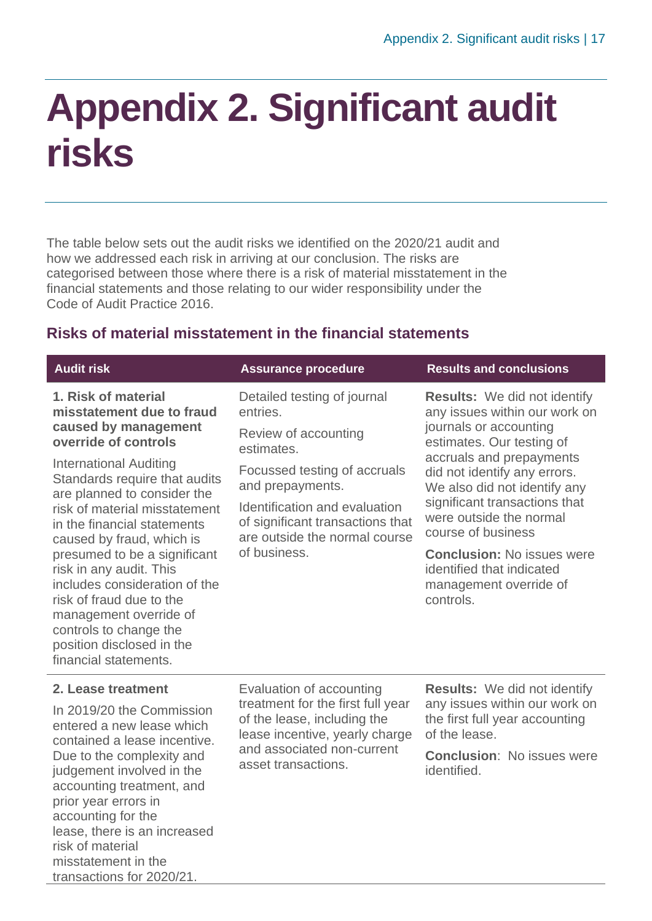# Appendix 2. Significant audit risks

The table below sets out the audit risks we identified on the 2020/21 audit and how we addressed each risk in arriving at our conclusion. The risks are categorised between those where there is a risk of material misstatement in the financial statements and those relating to our wider responsibility under the Code of Audit Practice 2016.

## Risks of material misstatement in the financial statements

| Audit risk | Assurance procedure | Results and conclusions |
| --- | --- | --- |
| **1. Risk of material misstatement due to fraud caused by management override of controls**<br><br>International Auditing Standards require that audits are planned to consider the risk of material misstatement in the financial statements caused by fraud, which is presumed to be a significant risk in any audit. This includes consideration of the risk of fraud due to the management override of controls to change the position disclosed in the financial statements. | Detailed testing of journal entries.<br><br>Review of accounting estimates.<br><br>Focussed testing of accruals and prepayments.<br><br>Identification and evaluation of significant transactions that are outside the normal course of business. | **Results:** We did not identify any issues within our work on journals or accounting estimates. Our testing of accruals and prepayments did not identify any errors. We also did not identify any significant transactions that were outside the normal course of business<br><br>**Conclusion:** No issues were identified that indicated management override of controls. |
| **2. Lease treatment**<br><br>In 2019/20 the Commission entered a new lease which contained a lease incentive. Due to the complexity and judgement involved in the accounting treatment, and prior year errors in accounting for the lease, there is an increased risk of material misstatement in the transactions for 2020/21. | Evaluation of accounting treatment for the first full year of the lease, including the lease incentive, yearly charge and associated non-current asset transactions. | **Results:** We did not identify any issues within our work on the first full year accounting of the lease.<br><br>**Conclusion**: No issues were identified. |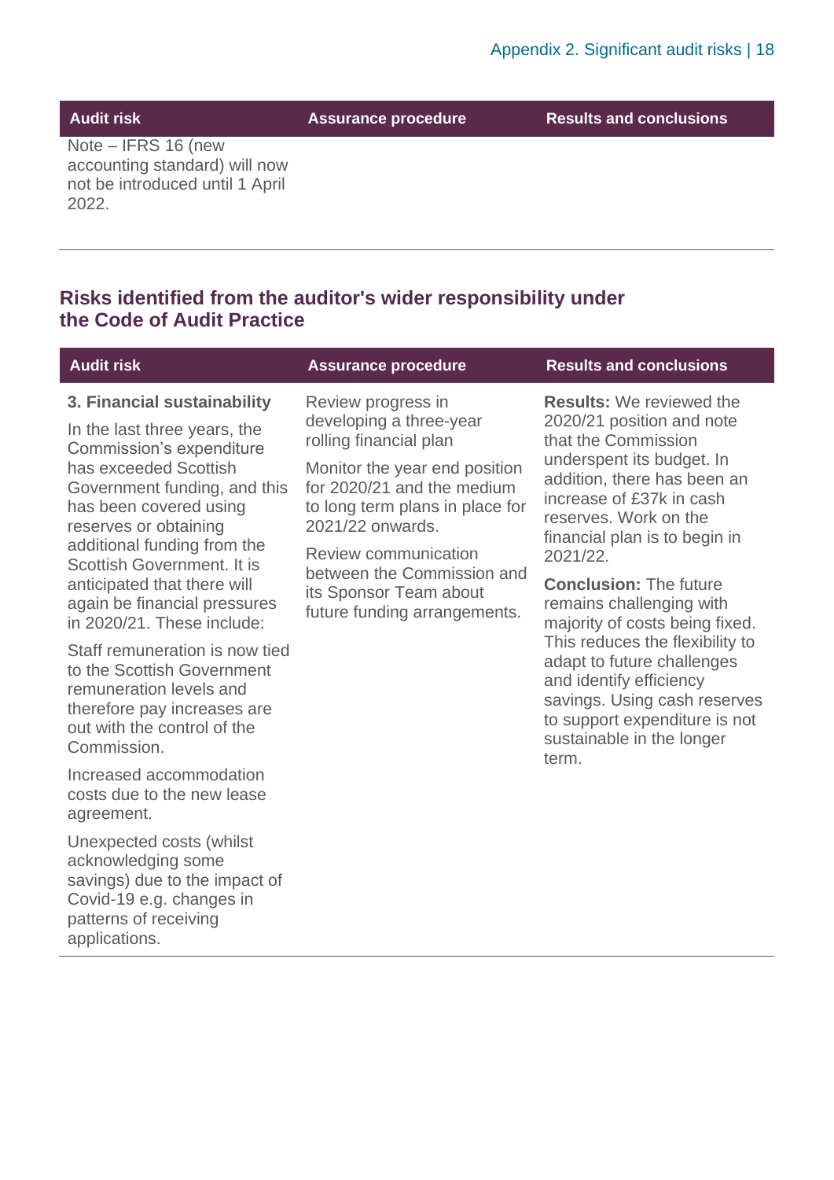| Audit risk | Assurance procedure | Results and conclusions |
|---|---|---|
| Note – IFRS 16 (new accounting standard) will now not be introduced until 1 April 2022. | | |

## Risks identified from the auditor's wider responsibility under the Code of Audit Practice

| Audit risk | Assurance procedure | Results and conclusions |
|---|---|---|
| **3. Financial sustainability**<br><br>In the last three years, the Commission's expenditure has exceeded Scottish Government funding, and this has been covered using reserves or obtaining additional funding from the Scottish Government. It is anticipated that there will again be financial pressures in 2020/21. These include:<br><br>Staff remuneration is now tied to the Scottish Government remuneration levels and therefore pay increases are out with the control of the Commission.<br><br>Increased accommodation costs due to the new lease agreement.<br><br>Unexpected costs (whilst acknowledging some savings) due to the impact of Covid-19 e.g. changes in patterns of receiving applications. | Review progress in developing a three-year rolling financial plan<br><br>Monitor the year end position for 2020/21 and the medium to long term plans in place for 2021/22 onwards.<br><br>Review communication between the Commission and its Sponsor Team about future funding arrangements. | **Results:** We reviewed the 2020/21 position and note that the Commission underspent its budget. In addition, there has been an increase of £37k in cash reserves. Work on the financial plan is to begin in 2021/22.<br><br>**Conclusion:** The future remains challenging with majority of costs being fixed. This reduces the flexibility to adapt to future challenges and identify efficiency savings. Using cash reserves to support expenditure is not sustainable in the longer term. |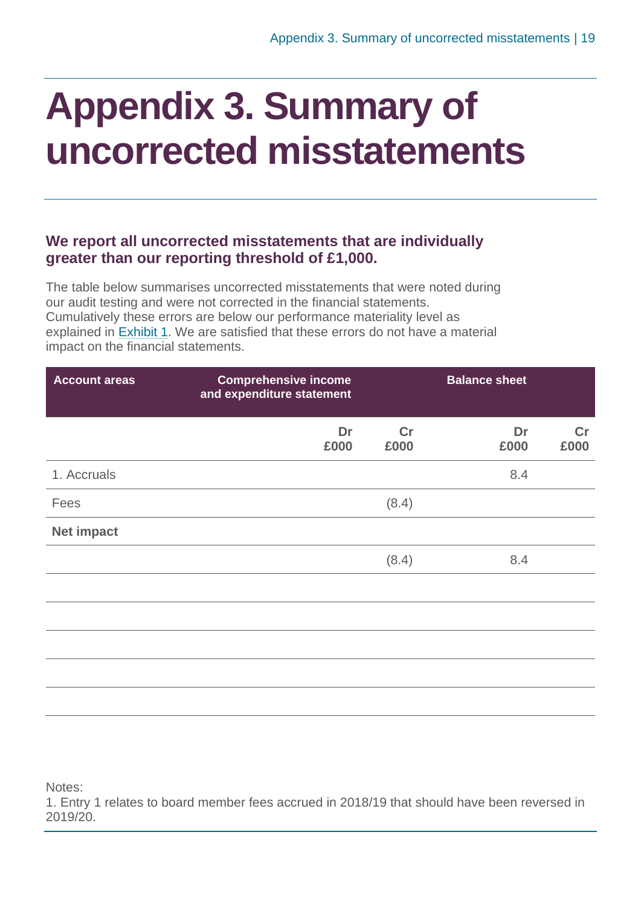# Appendix 3. Summary of uncorrected misstatements

**We report all uncorrected misstatements that are individually greater than our reporting threshold of £1,000.**

The table below summarises uncorrected misstatements that were noted during our audit testing and were not corrected in the financial statements. Cumulatively these errors are below our performance materiality level as explained in Exhibit 1. We are satisfied that these errors do not have a material impact on the financial statements.

| Account areas | Comprehensive income and expenditure statement | | Balance sheet | |
|---|---|---|---|---|
| | Dr £000 | Cr £000 | Dr £000 | Cr £000 |
| 1. Accruals | | | 8.4 | |
| Fees | | (8.4) | | |
| **Net impact** | | | | |
| | | (8.4) | 8.4 | |

Notes:
1. Entry 1 relates to board member fees accrued in 2018/19 that should have been reversed in 2019/20.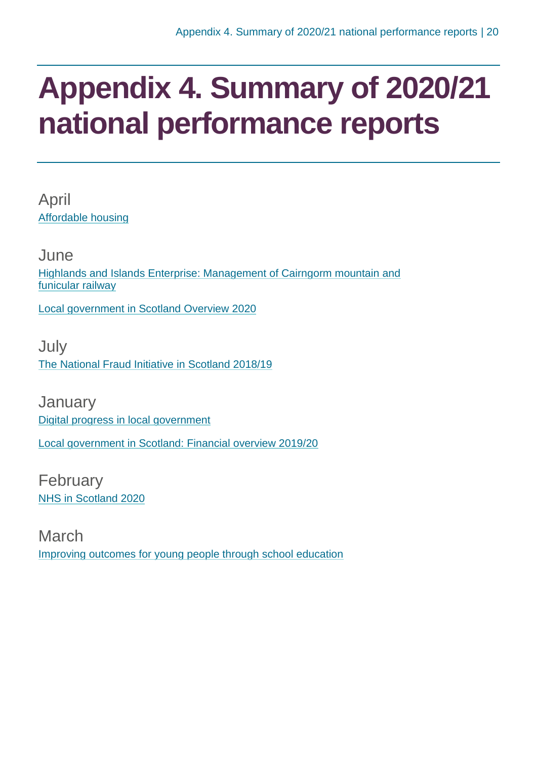# Appendix 4. Summary of 2020/21 national performance reports

## April

Affordable housing

## June

Highlands and Islands Enterprise: Management of Cairngorm mountain and funicular railway

Local government in Scotland Overview 2020

## July

The National Fraud Initiative in Scotland 2018/19

## January

Digital progress in local government

Local government in Scotland: Financial overview 2019/20

## February

NHS in Scotland 2020

## March

Improving outcomes for young people through school education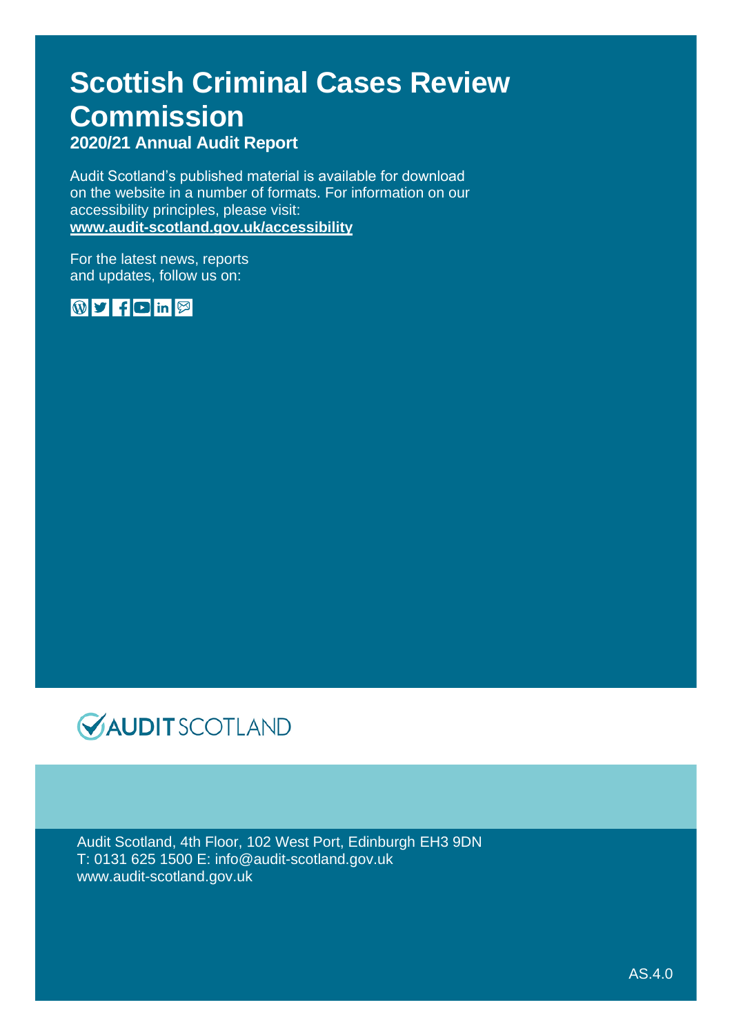# Scottish Criminal Cases Review Commission

**2020/21 Annual Audit Report**

Audit Scotland's published material is available for download on the website in a number of formats. For information on our accessibility principles, please visit: **www.audit-scotland.gov.uk/accessibility**

For the latest news, reports and updates, follow us on:

AUDIT SCOTLAND

Audit Scotland, 4th Floor, 102 West Port, Edinburgh EH3 9DN
T: 0131 625 1500 E: info@audit-scotland.gov.uk
www.audit-scotland.gov.uk

AS.4.0